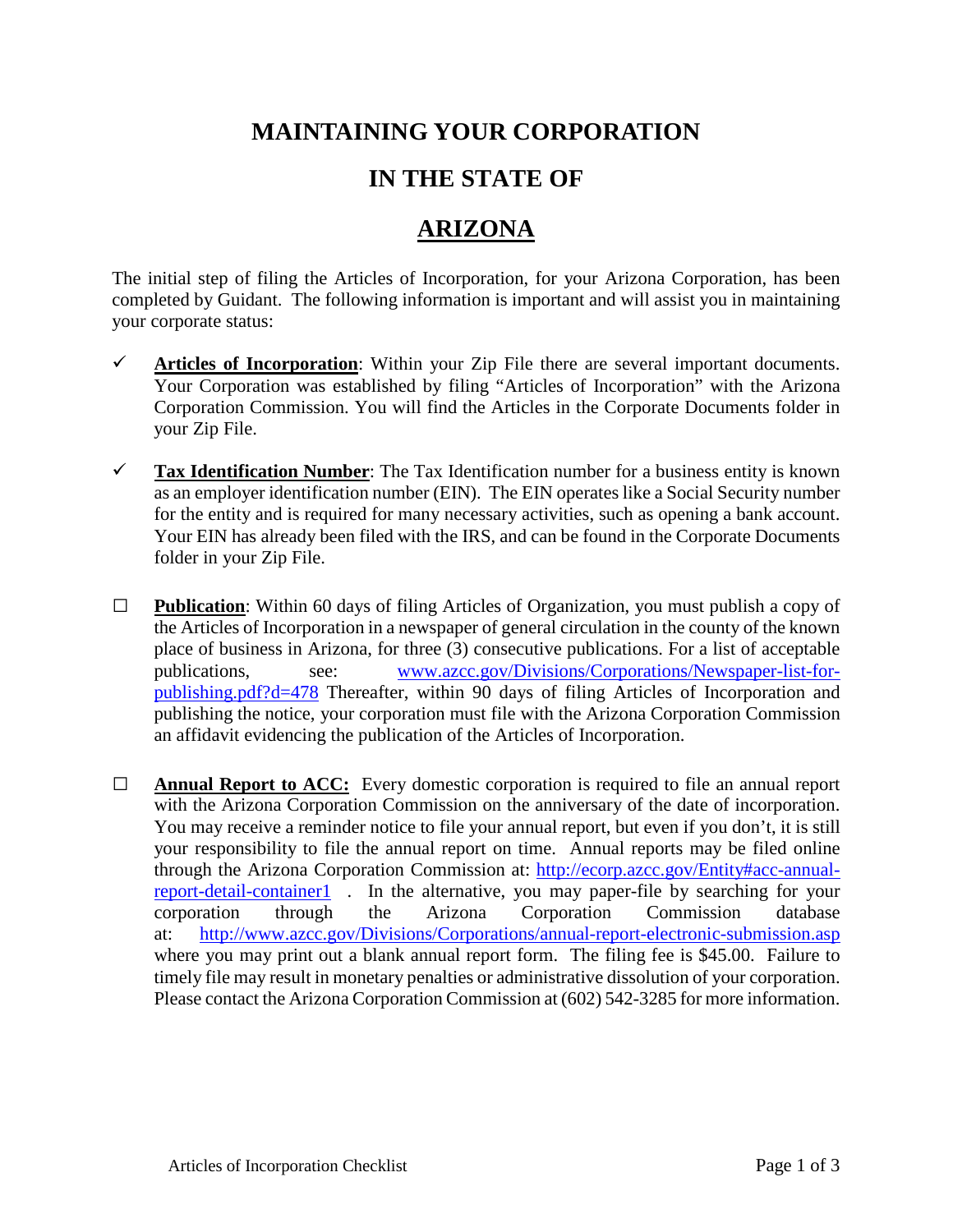# MAINTAINING YOUR CORPORATION

# IN THE STATE OF

# ARIZONA

The initial step of filing the Articles of Incorporation, for your Arizona Corporation, has been completed by Guidant. The following information is important and will assist you in maintaining your corporate status:

- ✓ **Articles of Incorporation**: Within your Zip File there are several important documents. Your Corporation was established by filing "Articles of Incorporation" with the Arizona Corporation Commission. You will find the Articles in the Corporate Documents folder in your Zip File.

- ✓ **Tax Identification Number**: The Tax Identification number for a business entity is known as an employer identification number (EIN). The EIN operates like a Social Security number for the entity and is required for many necessary activities, such as opening a bank account. Your EIN has already been filed with the IRS, and can be found in the Corporate Documents folder in your Zip File.

- ☐ **Publication**: Within 60 days of filing Articles of Organization, you must publish a copy of the Articles of Incorporation in a newspaper of general circulation in the county of the known place of business in Arizona, for three (3) consecutive publications. For a list of acceptable publications, see: www.azcc.gov/Divisions/Corporations/Newspaper-list-for-publishing.pdf?d=478 Thereafter, within 90 days of filing Articles of Incorporation and publishing the notice, your corporation must file with the Arizona Corporation Commission an affidavit evidencing the publication of the Articles of Incorporation.

- ☐ **Annual Report to ACC:** Every domestic corporation is required to file an annual report with the Arizona Corporation Commission on the anniversary of the date of incorporation. You may receive a reminder notice to file your annual report, but even if you don't, it is still your responsibility to file the annual report on time. Annual reports may be filed online through the Arizona Corporation Commission at: http://ecorp.azcc.gov/Entity#acc-annual-report-detail-container1 . In the alternative, you may paper-file by searching for your corporation through the Arizona Corporation Commission database at: http://www.azcc.gov/Divisions/Corporations/annual-report-electronic-submission.asp where you may print out a blank annual report form. The filing fee is $45.00. Failure to timely file may result in monetary penalties or administrative dissolution of your corporation. Please contact the Arizona Corporation Commission at (602) 542-3285 for more information.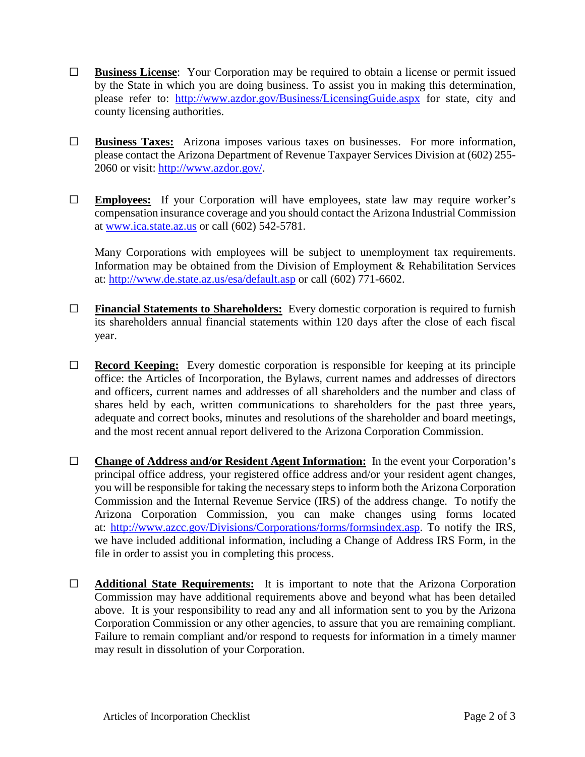- ☐ **<u>Business License</u>**: Your Corporation may be required to obtain a license or permit issued by the State in which you are doing business. To assist you in making this determination, please refer to: http://www.azdor.gov/Business/LicensingGuide.aspx for state, city and county licensing authorities.

- ☐ **<u>Business Taxes:</u>** Arizona imposes various taxes on businesses. For more information, please contact the Arizona Department of Revenue Taxpayer Services Division at (602) 255-2060 or visit: http://www.azdor.gov/.

- ☐ **<u>Employees:</u>** If your Corporation will have employees, state law may require worker's compensation insurance coverage and you should contact the Arizona Industrial Commission at www.ica.state.az.us or call (602) 542-5781.

  Many Corporations with employees will be subject to unemployment tax requirements. Information may be obtained from the Division of Employment & Rehabilitation Services at: http://www.de.state.az.us/esa/default.asp or call (602) 771-6602.

- ☐ **<u>Financial Statements to Shareholders:</u>** Every domestic corporation is required to furnish its shareholders annual financial statements within 120 days after the close of each fiscal year.

- ☐ **<u>Record Keeping:</u>** Every domestic corporation is responsible for keeping at its principle office: the Articles of Incorporation, the Bylaws, current names and addresses of directors and officers, current names and addresses of all shareholders and the number and class of shares held by each, written communications to shareholders for the past three years, adequate and correct books, minutes and resolutions of the shareholder and board meetings, and the most recent annual report delivered to the Arizona Corporation Commission.

- ☐ **<u>Change of Address and/or Resident Agent Information:</u>** In the event your Corporation's principal office address, your registered office address and/or your resident agent changes, you will be responsible for taking the necessary steps to inform both the Arizona Corporation Commission and the Internal Revenue Service (IRS) of the address change. To notify the Arizona Corporation Commission, you can make changes using forms located at: http://www.azcc.gov/Divisions/Corporations/forms/formsindex.asp. To notify the IRS, we have included additional information, including a Change of Address IRS Form, in the file in order to assist you in completing this process.

- ☐ **<u>Additional State Requirements:</u>** It is important to note that the Arizona Corporation Commission may have additional requirements above and beyond what has been detailed above. It is your responsibility to read any and all information sent to you by the Arizona Corporation Commission or any other agencies, to assure that you are remaining compliant. Failure to remain compliant and/or respond to requests for information in a timely manner may result in dissolution of your Corporation.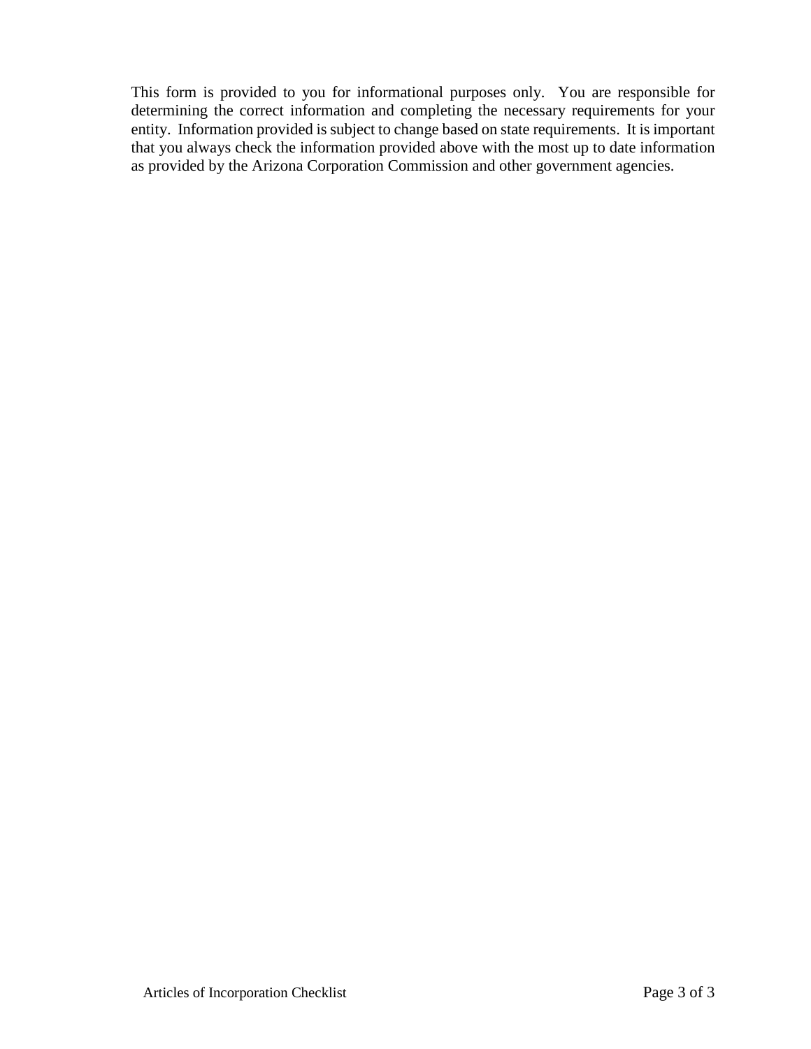This form is provided to you for informational purposes only. You are responsible for determining the correct information and completing the necessary requirements for your entity. Information provided is subject to change based on state requirements. It is important that you always check the information provided above with the most up to date information as provided by the Arizona Corporation Commission and other government agencies.